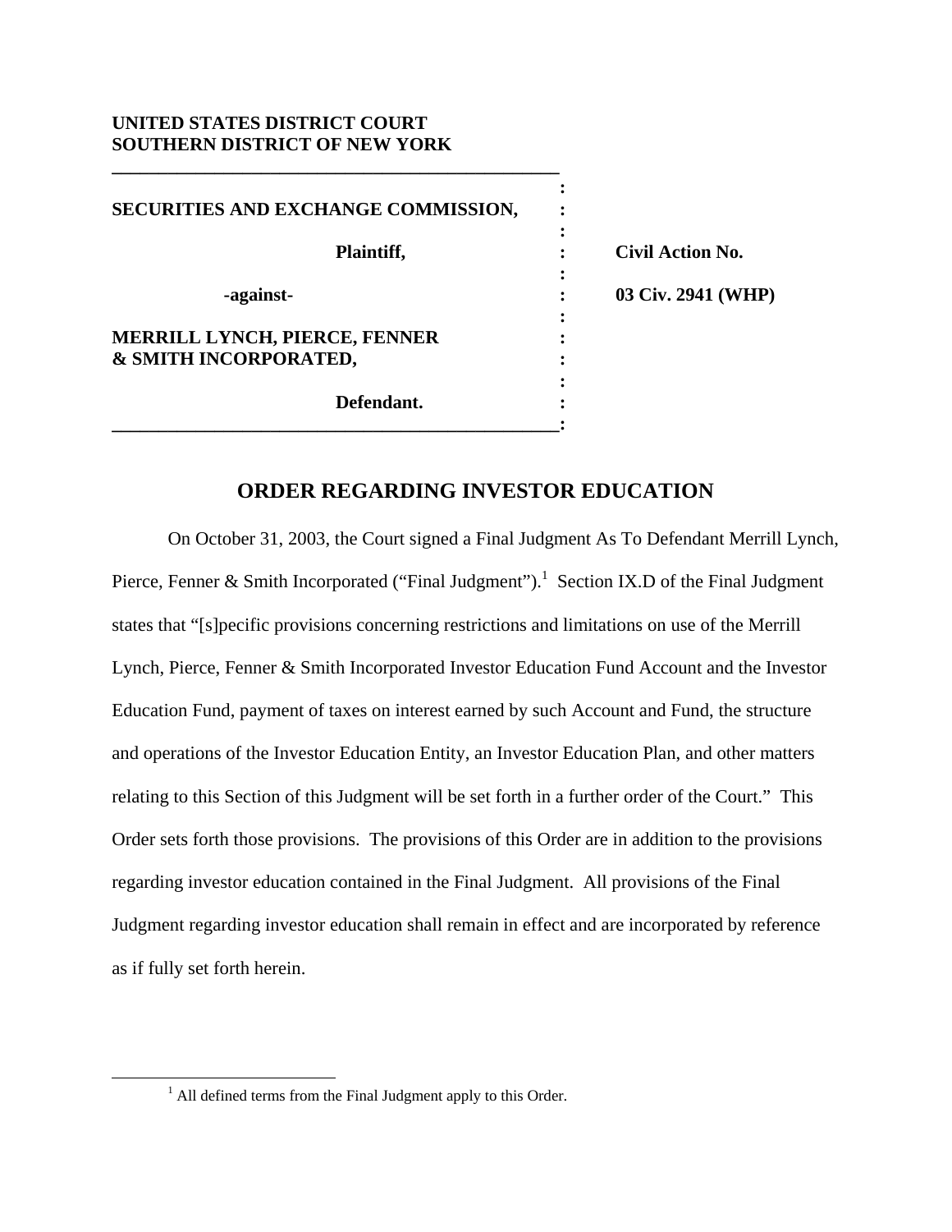**UNITED STATES DISTRICT COURT**
**SOUTHERN DISTRICT OF NEW YORK**

| | | |
|---|---|---|
| **SECURITIES AND EXCHANGE COMMISSION,** | : | |
| **Plaintiff,** | : | **Civil Action No.** |
| **-against-** | : | **03 Civ. 2941 (WHP)** |
| **MERRILL LYNCH, PIERCE, FENNER & SMITH INCORPORATED,** | : | |
| **Defendant.** | : | |

## ORDER REGARDING INVESTOR EDUCATION

On October 31, 2003, the Court signed a Final Judgment As To Defendant Merrill Lynch, Pierce, Fenner & Smith Incorporated ("Final Judgment").[1] Section IX.D of the Final Judgment states that "[s]pecific provisions concerning restrictions and limitations on use of the Merrill Lynch, Pierce, Fenner & Smith Incorporated Investor Education Fund Account and the Investor Education Fund, payment of taxes on interest earned by such Account and Fund, the structure and operations of the Investor Education Entity, an Investor Education Plan, and other matters relating to this Section of this Judgment will be set forth in a further order of the Court." This Order sets forth those provisions. The provisions of this Order are in addition to the provisions regarding investor education contained in the Final Judgment. All provisions of the Final Judgment regarding investor education shall remain in effect and are incorporated by reference as if fully set forth herein.

[1] All defined terms from the Final Judgment apply to this Order.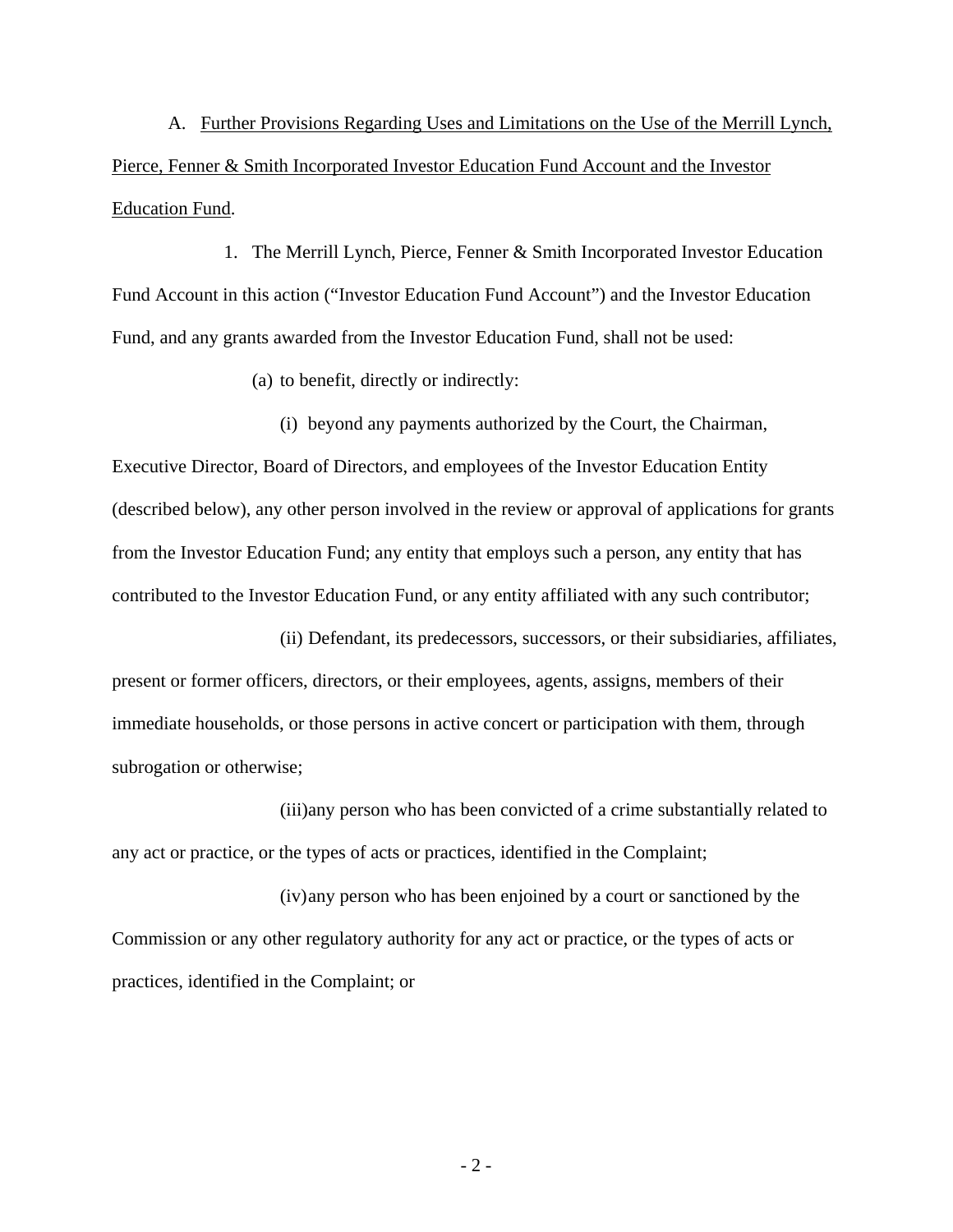A. Further Provisions Regarding Uses and Limitations on the Use of the Merrill Lynch, Pierce, Fenner & Smith Incorporated Investor Education Fund Account and the Investor Education Fund.

1. The Merrill Lynch, Pierce, Fenner & Smith Incorporated Investor Education Fund Account in this action ("Investor Education Fund Account") and the Investor Education Fund, and any grants awarded from the Investor Education Fund, shall not be used:

(a) to benefit, directly or indirectly:

(i) beyond any payments authorized by the Court, the Chairman, Executive Director, Board of Directors, and employees of the Investor Education Entity (described below), any other person involved in the review or approval of applications for grants from the Investor Education Fund; any entity that employs such a person, any entity that has contributed to the Investor Education Fund, or any entity affiliated with any such contributor;

(ii) Defendant, its predecessors, successors, or their subsidiaries, affiliates, present or former officers, directors, or their employees, agents, assigns, members of their immediate households, or those persons in active concert or participation with them, through subrogation or otherwise;

(iii) any person who has been convicted of a crime substantially related to any act or practice, or the types of acts or practices, identified in the Complaint;

(iv) any person who has been enjoined by a court or sanctioned by the Commission or any other regulatory authority for any act or practice, or the types of acts or practices, identified in the Complaint; or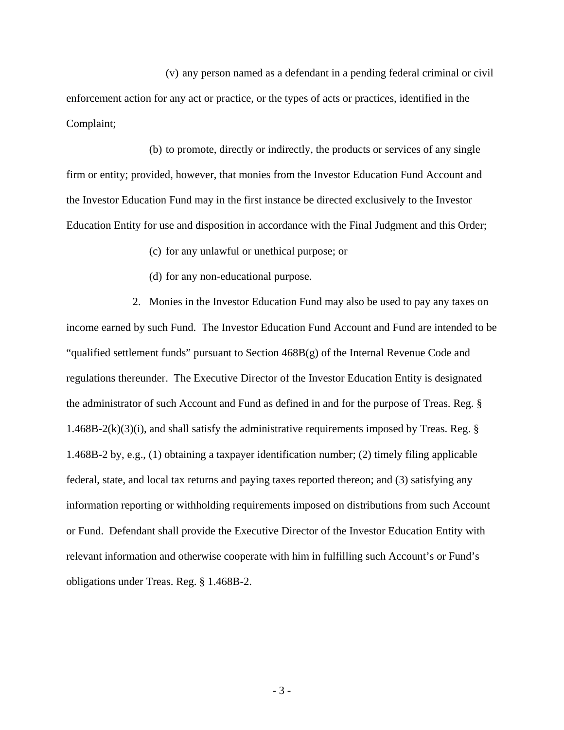(v) any person named as a defendant in a pending federal criminal or civil enforcement action for any act or practice, or the types of acts or practices, identified in the Complaint;

(b) to promote, directly or indirectly, the products or services of any single firm or entity; provided, however, that monies from the Investor Education Fund Account and the Investor Education Fund may in the first instance be directed exclusively to the Investor Education Entity for use and disposition in accordance with the Final Judgment and this Order;

(c) for any unlawful or unethical purpose; or

(d) for any non-educational purpose.

2. Monies in the Investor Education Fund may also be used to pay any taxes on income earned by such Fund. The Investor Education Fund Account and Fund are intended to be "qualified settlement funds" pursuant to Section 468B(g) of the Internal Revenue Code and regulations thereunder. The Executive Director of the Investor Education Entity is designated the administrator of such Account and Fund as defined in and for the purpose of Treas. Reg. § 1.468B-2(k)(3)(i), and shall satisfy the administrative requirements imposed by Treas. Reg. § 1.468B-2 by, e.g., (1) obtaining a taxpayer identification number; (2) timely filing applicable federal, state, and local tax returns and paying taxes reported thereon; and (3) satisfying any information reporting or withholding requirements imposed on distributions from such Account or Fund. Defendant shall provide the Executive Director of the Investor Education Entity with relevant information and otherwise cooperate with him in fulfilling such Account's or Fund's obligations under Treas. Reg. § 1.468B-2.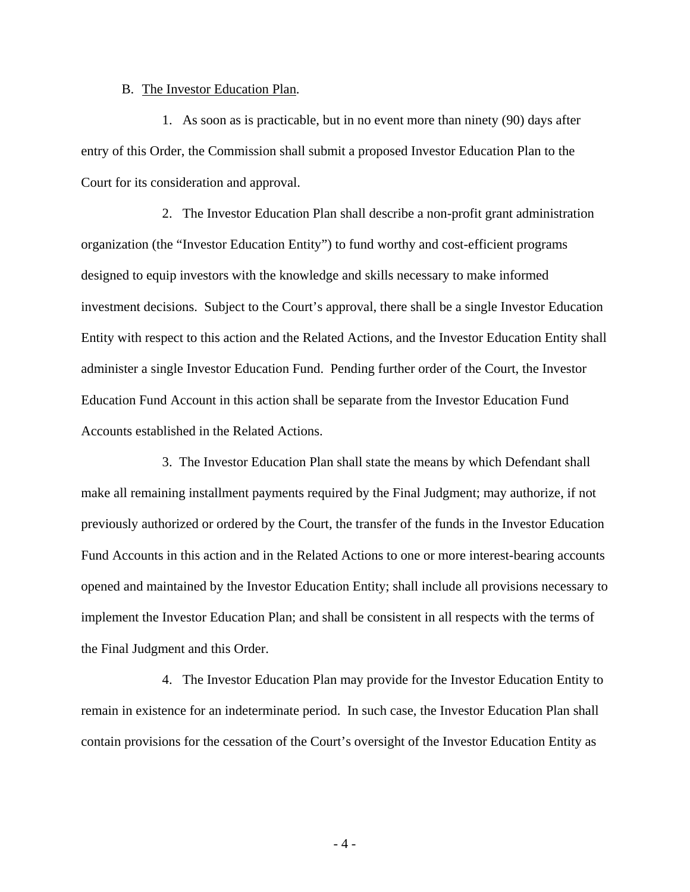B. The Investor Education Plan.

1. As soon as is practicable, but in no event more than ninety (90) days after entry of this Order, the Commission shall submit a proposed Investor Education Plan to the Court for its consideration and approval.

2. The Investor Education Plan shall describe a non-profit grant administration organization (the "Investor Education Entity") to fund worthy and cost-efficient programs designed to equip investors with the knowledge and skills necessary to make informed investment decisions. Subject to the Court's approval, there shall be a single Investor Education Entity with respect to this action and the Related Actions, and the Investor Education Entity shall administer a single Investor Education Fund. Pending further order of the Court, the Investor Education Fund Account in this action shall be separate from the Investor Education Fund Accounts established in the Related Actions.

3. The Investor Education Plan shall state the means by which Defendant shall make all remaining installment payments required by the Final Judgment; may authorize, if not previously authorized or ordered by the Court, the transfer of the funds in the Investor Education Fund Accounts in this action and in the Related Actions to one or more interest-bearing accounts opened and maintained by the Investor Education Entity; shall include all provisions necessary to implement the Investor Education Plan; and shall be consistent in all respects with the terms of the Final Judgment and this Order.

4. The Investor Education Plan may provide for the Investor Education Entity to remain in existence for an indeterminate period. In such case, the Investor Education Plan shall contain provisions for the cessation of the Court's oversight of the Investor Education Entity as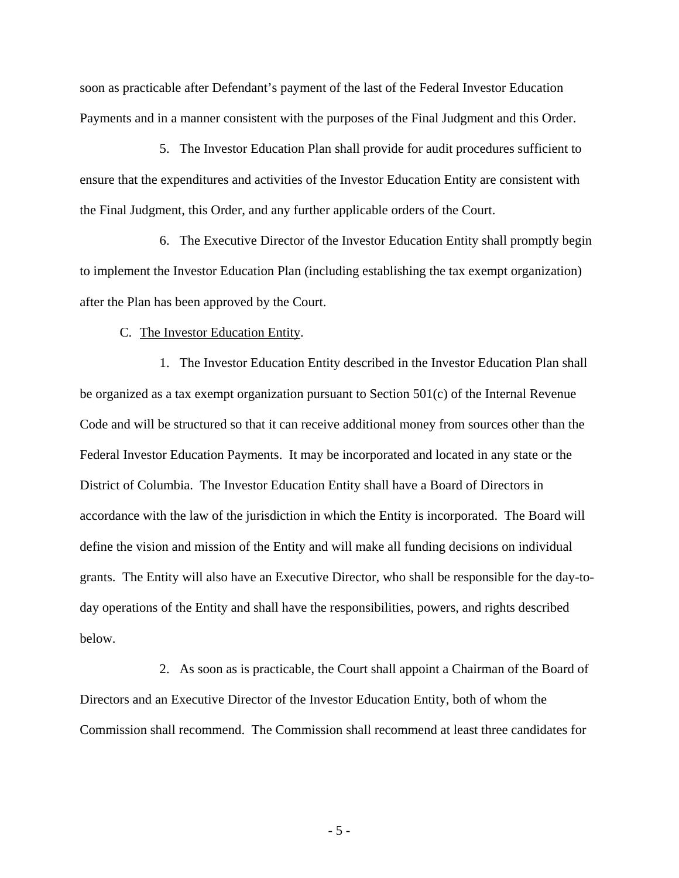soon as practicable after Defendant's payment of the last of the Federal Investor Education Payments and in a manner consistent with the purposes of the Final Judgment and this Order.

5. The Investor Education Plan shall provide for audit procedures sufficient to ensure that the expenditures and activities of the Investor Education Entity are consistent with the Final Judgment, this Order, and any further applicable orders of the Court.

6. The Executive Director of the Investor Education Entity shall promptly begin to implement the Investor Education Plan (including establishing the tax exempt organization) after the Plan has been approved by the Court.

C. <u>The Investor Education Entity</u>.

1. The Investor Education Entity described in the Investor Education Plan shall be organized as a tax exempt organization pursuant to Section 501(c) of the Internal Revenue Code and will be structured so that it can receive additional money from sources other than the Federal Investor Education Payments. It may be incorporated and located in any state or the District of Columbia. The Investor Education Entity shall have a Board of Directors in accordance with the law of the jurisdiction in which the Entity is incorporated. The Board will define the vision and mission of the Entity and will make all funding decisions on individual grants. The Entity will also have an Executive Director, who shall be responsible for the day-to-day operations of the Entity and shall have the responsibilities, powers, and rights described below.

2. As soon as is practicable, the Court shall appoint a Chairman of the Board of Directors and an Executive Director of the Investor Education Entity, both of whom the Commission shall recommend. The Commission shall recommend at least three candidates for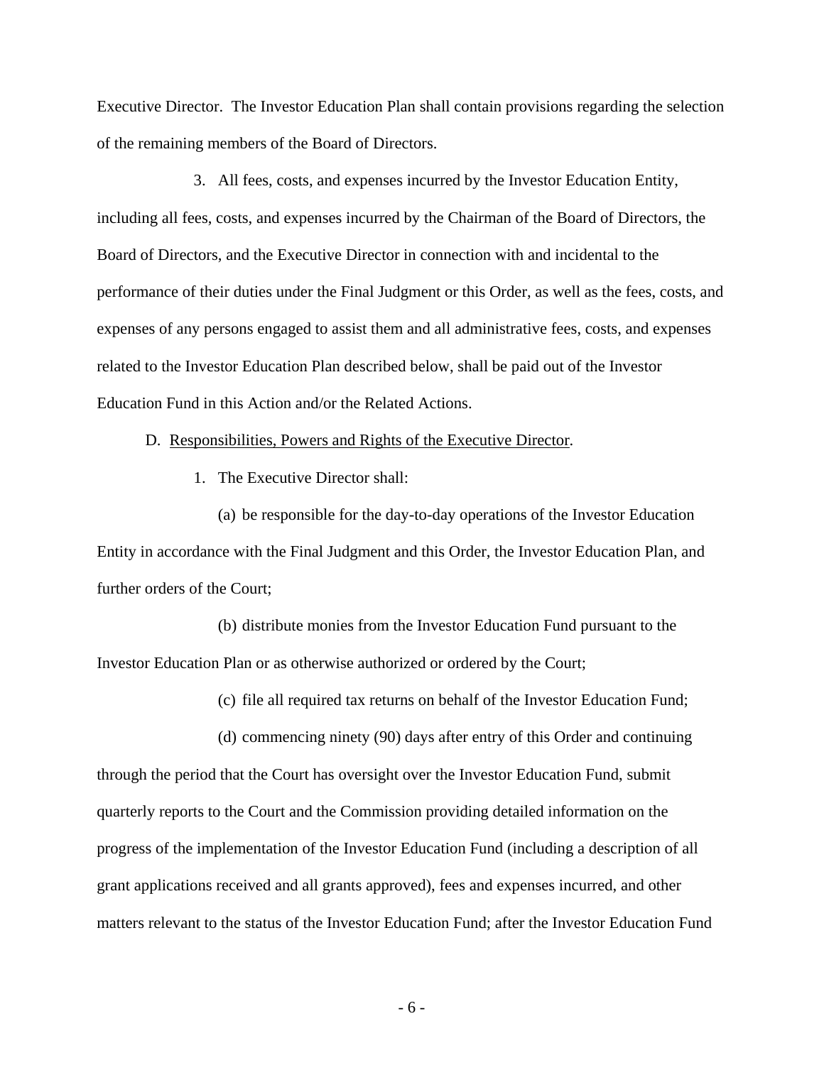Executive Director. The Investor Education Plan shall contain provisions regarding the selection of the remaining members of the Board of Directors.

3. All fees, costs, and expenses incurred by the Investor Education Entity, including all fees, costs, and expenses incurred by the Chairman of the Board of Directors, the Board of Directors, and the Executive Director in connection with and incidental to the performance of their duties under the Final Judgment or this Order, as well as the fees, costs, and expenses of any persons engaged to assist them and all administrative fees, costs, and expenses related to the Investor Education Plan described below, shall be paid out of the Investor Education Fund in this Action and/or the Related Actions.

D. <u>Responsibilities, Powers and Rights of the Executive Director</u>.

1. The Executive Director shall:

(a) be responsible for the day-to-day operations of the Investor Education Entity in accordance with the Final Judgment and this Order, the Investor Education Plan, and further orders of the Court;

(b) distribute monies from the Investor Education Fund pursuant to the Investor Education Plan or as otherwise authorized or ordered by the Court;

(c) file all required tax returns on behalf of the Investor Education Fund;

(d) commencing ninety (90) days after entry of this Order and continuing through the period that the Court has oversight over the Investor Education Fund, submit quarterly reports to the Court and the Commission providing detailed information on the progress of the implementation of the Investor Education Fund (including a description of all grant applications received and all grants approved), fees and expenses incurred, and other matters relevant to the status of the Investor Education Fund; after the Investor Education Fund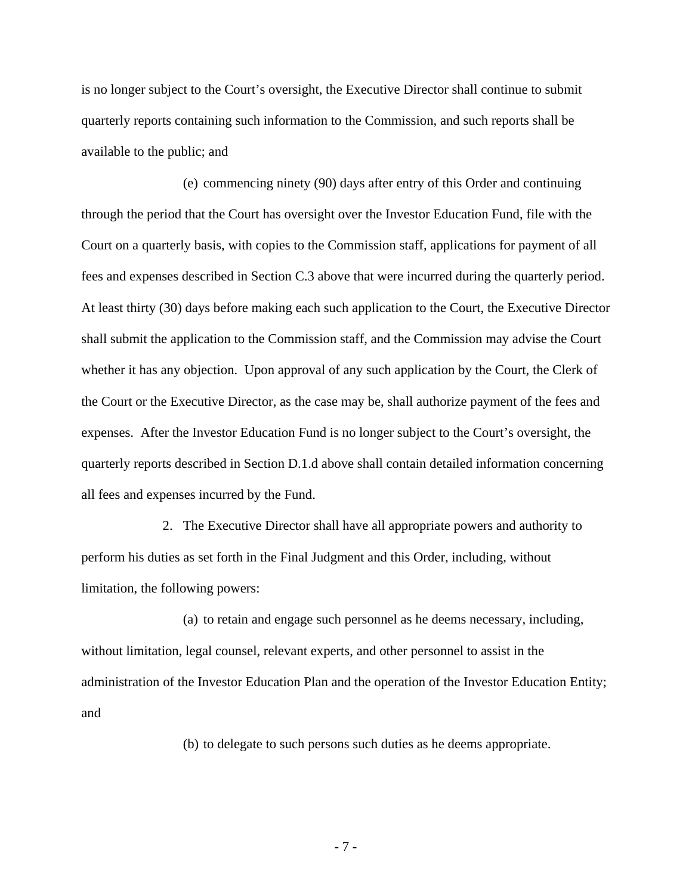is no longer subject to the Court's oversight, the Executive Director shall continue to submit quarterly reports containing such information to the Commission, and such reports shall be available to the public; and

(e) commencing ninety (90) days after entry of this Order and continuing through the period that the Court has oversight over the Investor Education Fund, file with the Court on a quarterly basis, with copies to the Commission staff, applications for payment of all fees and expenses described in Section C.3 above that were incurred during the quarterly period. At least thirty (30) days before making each such application to the Court, the Executive Director shall submit the application to the Commission staff, and the Commission may advise the Court whether it has any objection. Upon approval of any such application by the Court, the Clerk of the Court or the Executive Director, as the case may be, shall authorize payment of the fees and expenses. After the Investor Education Fund is no longer subject to the Court's oversight, the quarterly reports described in Section D.1.d above shall contain detailed information concerning all fees and expenses incurred by the Fund.

2. The Executive Director shall have all appropriate powers and authority to perform his duties as set forth in the Final Judgment and this Order, including, without limitation, the following powers:

(a) to retain and engage such personnel as he deems necessary, including, without limitation, legal counsel, relevant experts, and other personnel to assist in the administration of the Investor Education Plan and the operation of the Investor Education Entity; and

(b) to delegate to such persons such duties as he deems appropriate.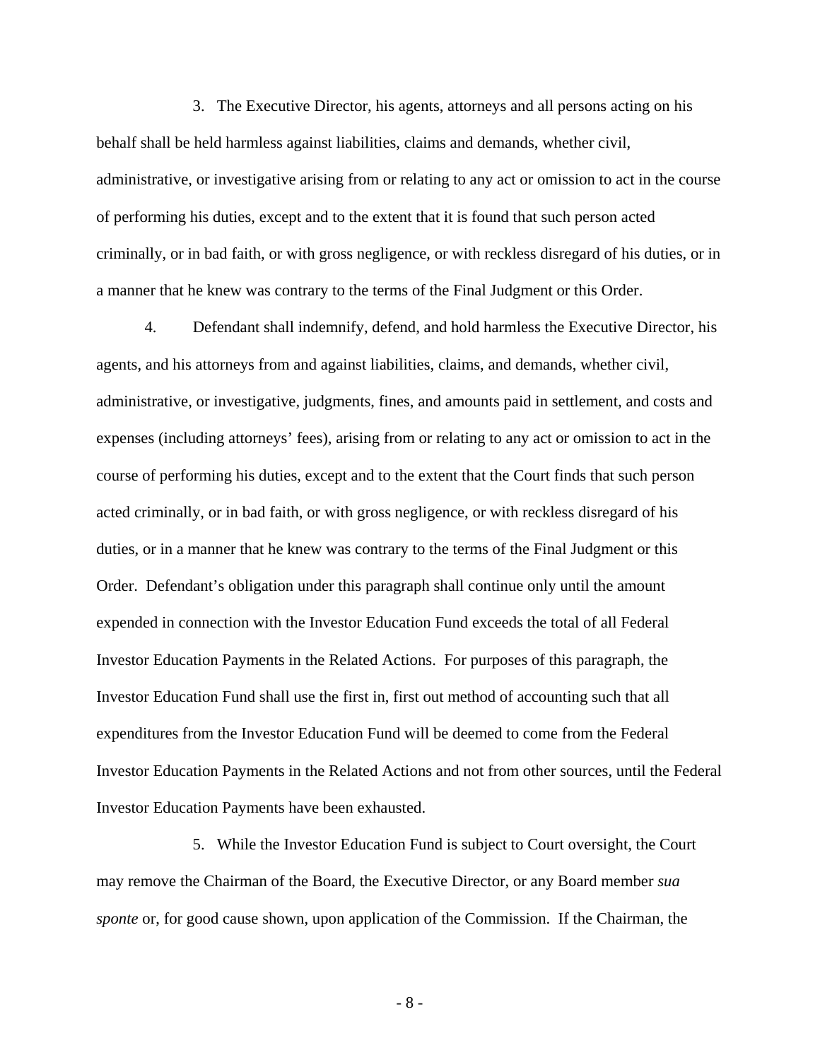3. The Executive Director, his agents, attorneys and all persons acting on his behalf shall be held harmless against liabilities, claims and demands, whether civil, administrative, or investigative arising from or relating to any act or omission to act in the course of performing his duties, except and to the extent that it is found that such person acted criminally, or in bad faith, or with gross negligence, or with reckless disregard of his duties, or in a manner that he knew was contrary to the terms of the Final Judgment or this Order.

4. Defendant shall indemnify, defend, and hold harmless the Executive Director, his agents, and his attorneys from and against liabilities, claims, and demands, whether civil, administrative, or investigative, judgments, fines, and amounts paid in settlement, and costs and expenses (including attorneys' fees), arising from or relating to any act or omission to act in the course of performing his duties, except and to the extent that the Court finds that such person acted criminally, or in bad faith, or with gross negligence, or with reckless disregard of his duties, or in a manner that he knew was contrary to the terms of the Final Judgment or this Order. Defendant's obligation under this paragraph shall continue only until the amount expended in connection with the Investor Education Fund exceeds the total of all Federal Investor Education Payments in the Related Actions. For purposes of this paragraph, the Investor Education Fund shall use the first in, first out method of accounting such that all expenditures from the Investor Education Fund will be deemed to come from the Federal Investor Education Payments in the Related Actions and not from other sources, until the Federal Investor Education Payments have been exhausted.

5. While the Investor Education Fund is subject to Court oversight, the Court may remove the Chairman of the Board, the Executive Director, or any Board member *sua sponte* or, for good cause shown, upon application of the Commission. If the Chairman, the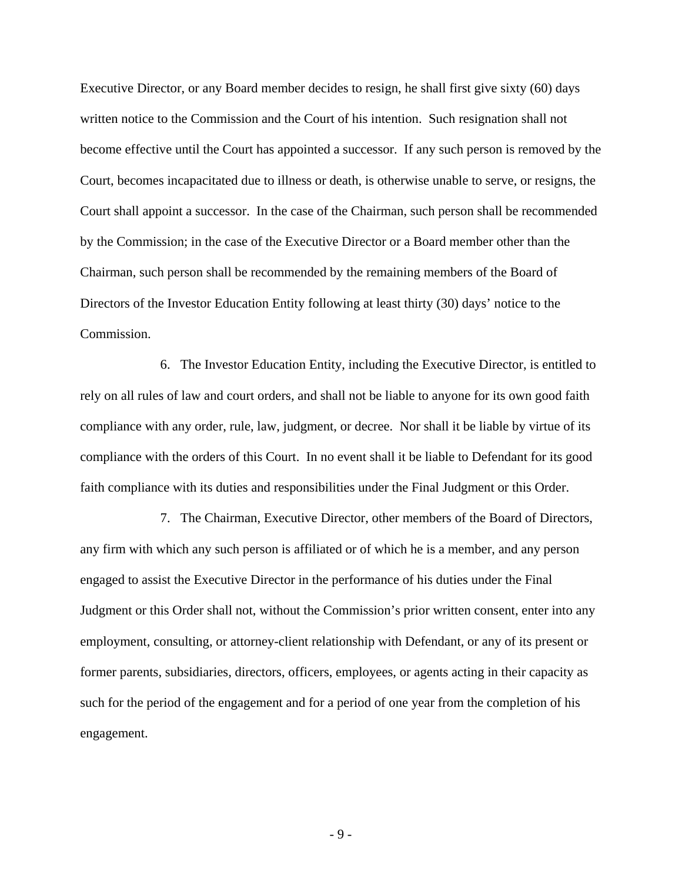Executive Director, or any Board member decides to resign, he shall first give sixty (60) days written notice to the Commission and the Court of his intention. Such resignation shall not become effective until the Court has appointed a successor. If any such person is removed by the Court, becomes incapacitated due to illness or death, is otherwise unable to serve, or resigns, the Court shall appoint a successor. In the case of the Chairman, such person shall be recommended by the Commission; in the case of the Executive Director or a Board member other than the Chairman, such person shall be recommended by the remaining members of the Board of Directors of the Investor Education Entity following at least thirty (30) days' notice to the Commission.

6. The Investor Education Entity, including the Executive Director, is entitled to rely on all rules of law and court orders, and shall not be liable to anyone for its own good faith compliance with any order, rule, law, judgment, or decree. Nor shall it be liable by virtue of its compliance with the orders of this Court. In no event shall it be liable to Defendant for its good faith compliance with its duties and responsibilities under the Final Judgment or this Order.

7. The Chairman, Executive Director, other members of the Board of Directors, any firm with which any such person is affiliated or of which he is a member, and any person engaged to assist the Executive Director in the performance of his duties under the Final Judgment or this Order shall not, without the Commission's prior written consent, enter into any employment, consulting, or attorney-client relationship with Defendant, or any of its present or former parents, subsidiaries, directors, officers, employees, or agents acting in their capacity as such for the period of the engagement and for a period of one year from the completion of his engagement.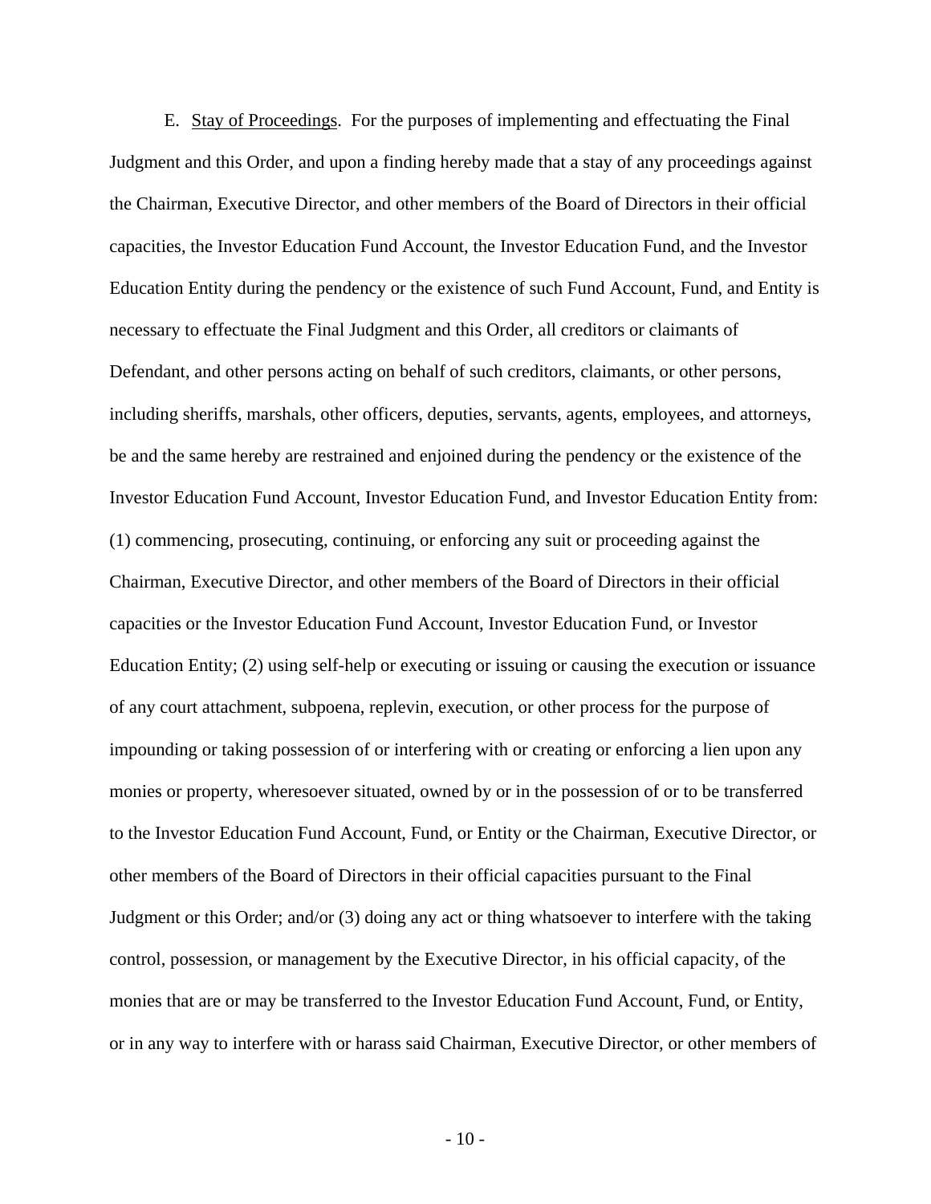E. Stay of Proceedings. For the purposes of implementing and effectuating the Final Judgment and this Order, and upon a finding hereby made that a stay of any proceedings against the Chairman, Executive Director, and other members of the Board of Directors in their official capacities, the Investor Education Fund Account, the Investor Education Fund, and the Investor Education Entity during the pendency or the existence of such Fund Account, Fund, and Entity is necessary to effectuate the Final Judgment and this Order, all creditors or claimants of Defendant, and other persons acting on behalf of such creditors, claimants, or other persons, including sheriffs, marshals, other officers, deputies, servants, agents, employees, and attorneys, be and the same hereby are restrained and enjoined during the pendency or the existence of the Investor Education Fund Account, Investor Education Fund, and Investor Education Entity from: (1) commencing, prosecuting, continuing, or enforcing any suit or proceeding against the Chairman, Executive Director, and other members of the Board of Directors in their official capacities or the Investor Education Fund Account, Investor Education Fund, or Investor Education Entity; (2) using self-help or executing or issuing or causing the execution or issuance of any court attachment, subpoena, replevin, execution, or other process for the purpose of impounding or taking possession of or interfering with or creating or enforcing a lien upon any monies or property, wheresoever situated, owned by or in the possession of or to be transferred to the Investor Education Fund Account, Fund, or Entity or the Chairman, Executive Director, or other members of the Board of Directors in their official capacities pursuant to the Final Judgment or this Order; and/or (3) doing any act or thing whatsoever to interfere with the taking control, possession, or management by the Executive Director, in his official capacity, of the monies that are or may be transferred to the Investor Education Fund Account, Fund, or Entity, or in any way to interfere with or harass said Chairman, Executive Director, or other members of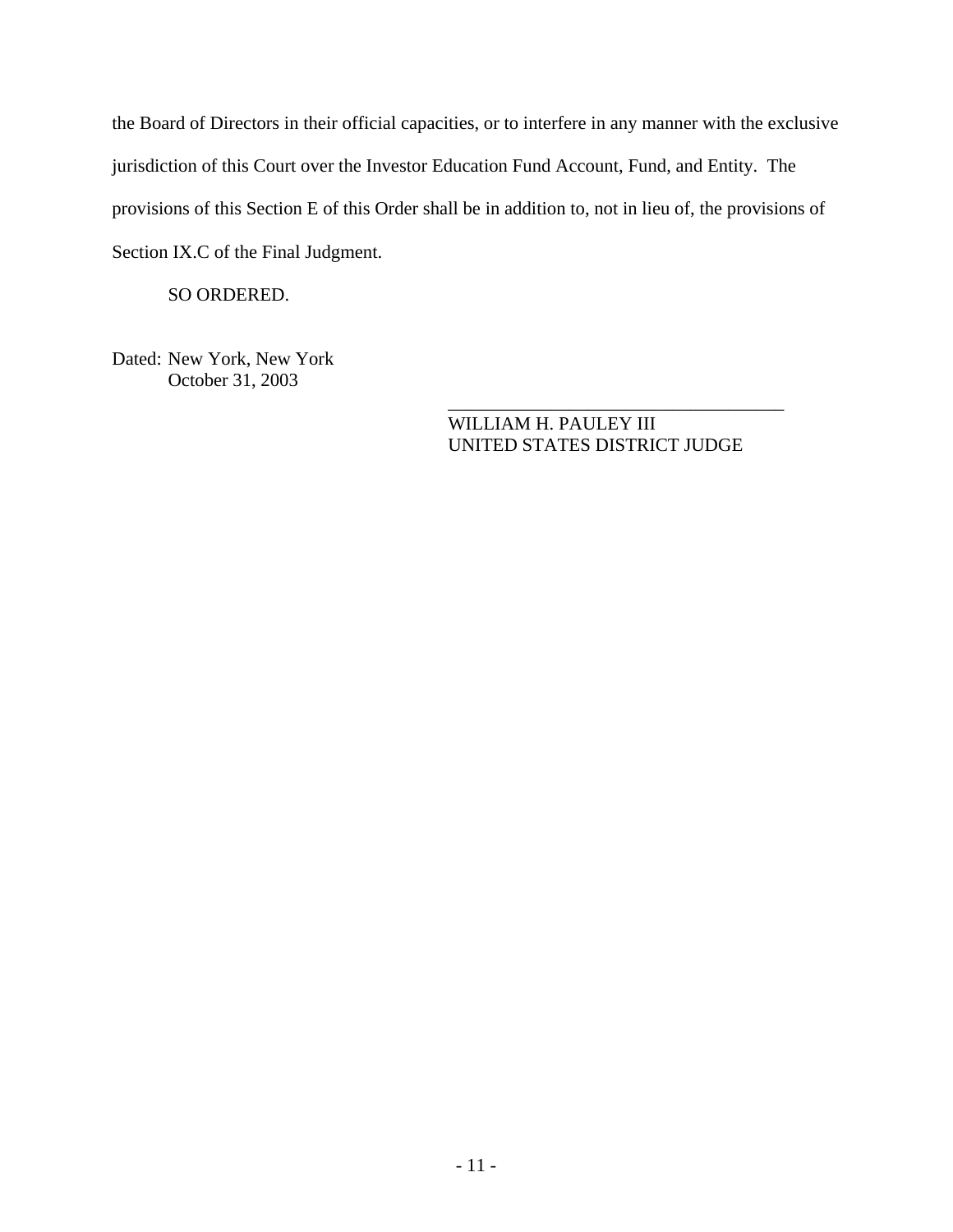the Board of Directors in their official capacities, or to interfere in any manner with the exclusive jurisdiction of this Court over the Investor Education Fund Account, Fund, and Entity. The provisions of this Section E of this Order shall be in addition to, not in lieu of, the provisions of Section IX.C of the Final Judgment.

SO ORDERED.

Dated: New York, New York
October 31, 2003

\_\_\_\_\_\_\_\_\_\_\_\_\_\_\_\_\_\_\_\_\_\_\_\_\_\_\_\_\_\_\_\_\_\_\_\_\_\_

WILLIAM H. PAULEY III
UNITED STATES DISTRICT JUDGE